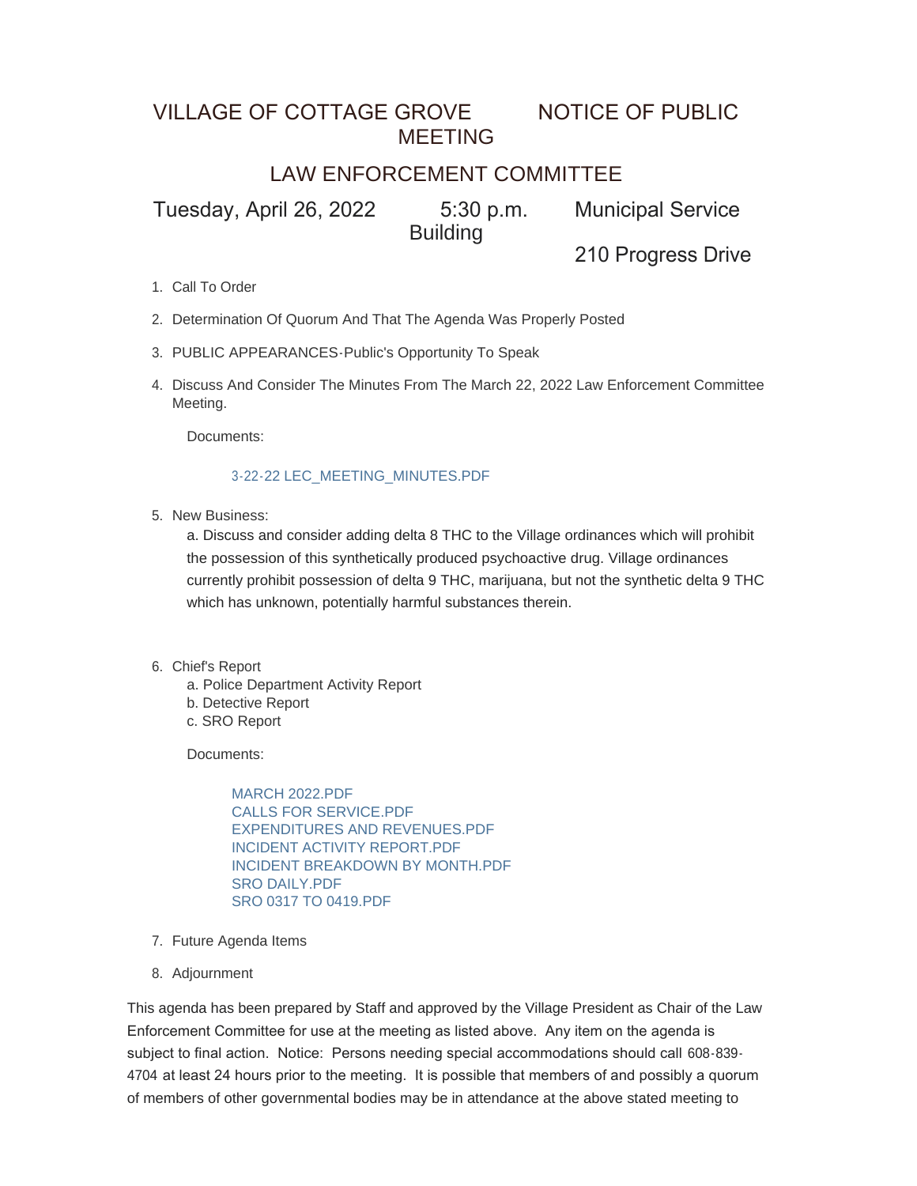# VILLAGE OF COTTAGE GROVE NOTICE OF PUBLIC MEETING

## LAW ENFORCEMENT COMMITTEE

Tuesday, April 26, 2022 5:30 p.m. Municipal Service Building

210 Progress Drive

1. Call To Order
2. Determination Of Quorum And That The Agenda Was Properly Posted
3. PUBLIC APPEARANCES-Public's Opportunity To Speak
4. Discuss And Consider The Minutes From The March 22, 2022 Law Enforcement Committee Meeting.

   Documents:

   3-22-22 LEC_MEETING_MINUTES.PDF

5. New Business:

   a. Discuss and consider adding delta 8 THC to the Village ordinances which will prohibit the possession of this synthetically produced psychoactive drug. Village ordinances currently prohibit possession of delta 9 THC, marijuana, but not the synthetic delta 9 THC which has unknown, potentially harmful substances therein.

6. Chief's Report

   a. Police Department Activity Report
   b. Detective Report
   c. SRO Report

   Documents:

   MARCH 2022.PDF
   CALLS FOR SERVICE.PDF
   EXPENDITURES AND REVENUES.PDF
   INCIDENT ACTIVITY REPORT.PDF
   INCIDENT BREAKDOWN BY MONTH.PDF
   SRO DAILY.PDF
   SRO 0317 TO 0419.PDF

7. Future Agenda Items
8. Adjournment

This agenda has been prepared by Staff and approved by the Village President as Chair of the Law Enforcement Committee for use at the meeting as listed above. Any item on the agenda is subject to final action. Notice: Persons needing special accommodations should call 608-839-4704 at least 24 hours prior to the meeting. It is possible that members of and possibly a quorum of members of other governmental bodies may be in attendance at the above stated meeting to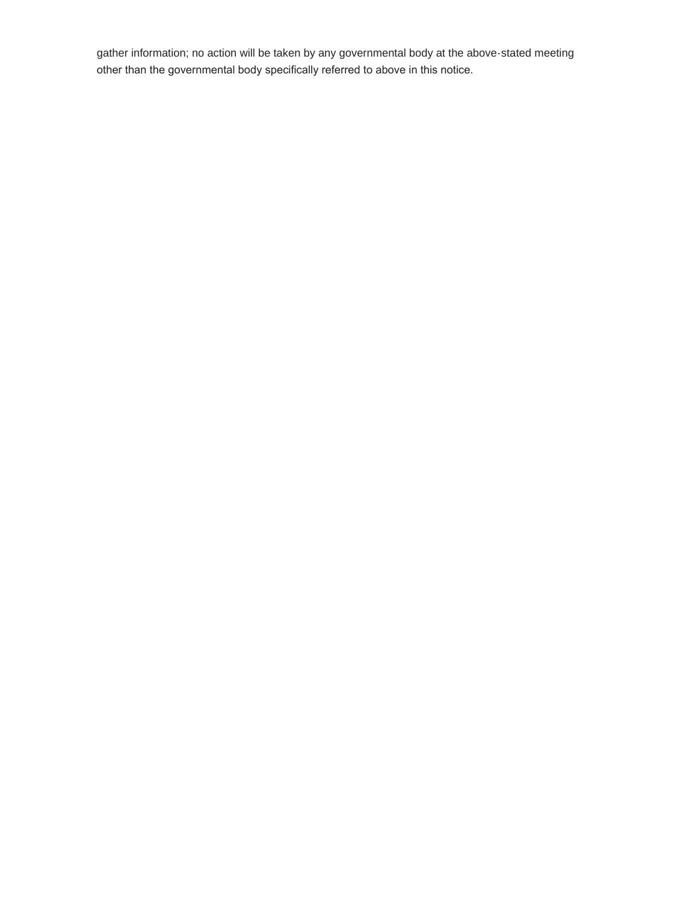gather information; no action will be taken by any governmental body at the above-stated meeting other than the governmental body specifically referred to above in this notice.